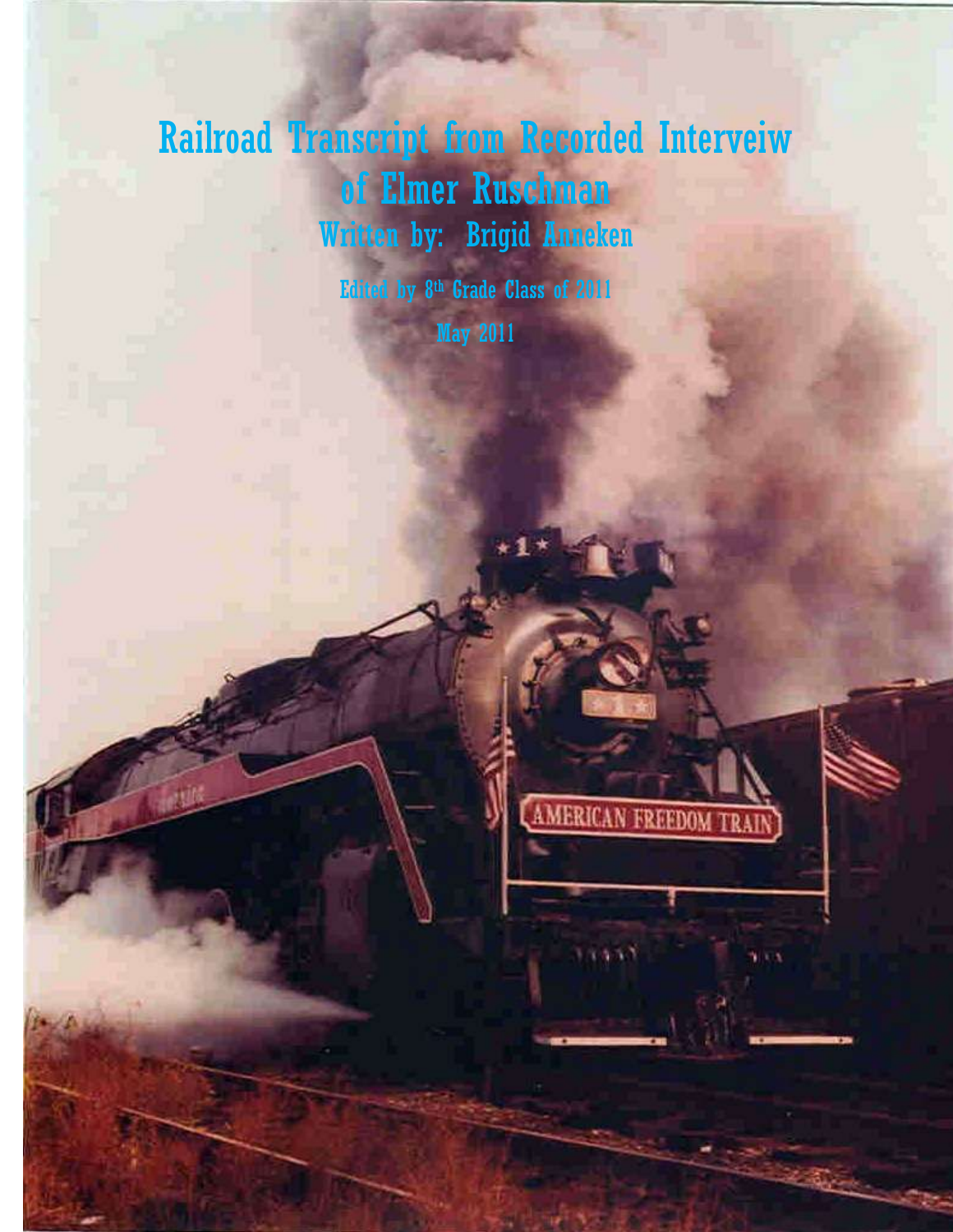# Railroad Transcript from Recorded Interveiw of Elmer Ruschman

## Written by: Brigid Anneken

Edited by 8th Grade Class of 2011

May 2011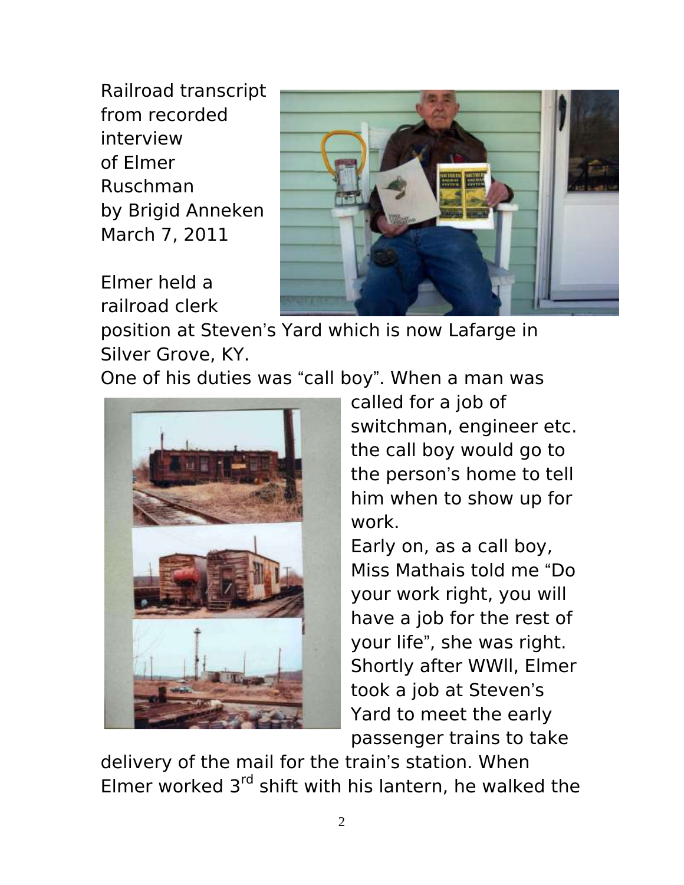Railroad transcript from recorded interview of Elmer Ruschman by Brigid Anneken March 7, 2011

Elmer held a railroad clerk position at Steven's Yard which is now Lafarge in Silver Grove, KY.

One of his duties was "call boy". When a man was called for a job of switchman, engineer etc. the call boy would go to the person's home to tell him when to show up for work.

Early on, as a call boy, Miss Mathais told me "Do your work right, you will have a job for the rest of your life", she was right.

Shortly after WWll, Elmer took a job at Steven's Yard to meet the early passenger trains to take delivery of the mail for the train's station. When Elmer worked 3rd shift with his lantern, he walked the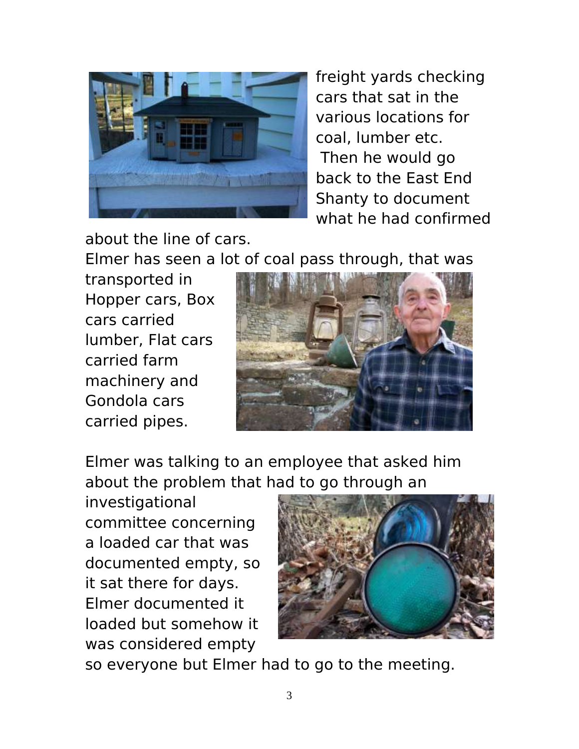freight yards checking cars that sat in the various locations for coal, lumber etc. Then he would go back to the East End Shanty to document what he had confirmed about the line of cars.

Elmer has seen a lot of coal pass through, that was transported in Hopper cars, Box cars carried lumber, Flat cars carried farm machinery and Gondola cars carried pipes.

Elmer was talking to an employee that asked him about the problem that had to go through an investigational committee concerning a loaded car that was documented empty, so it sat there for days. Elmer documented it loaded but somehow it was considered empty so everyone but Elmer had to go to the meeting.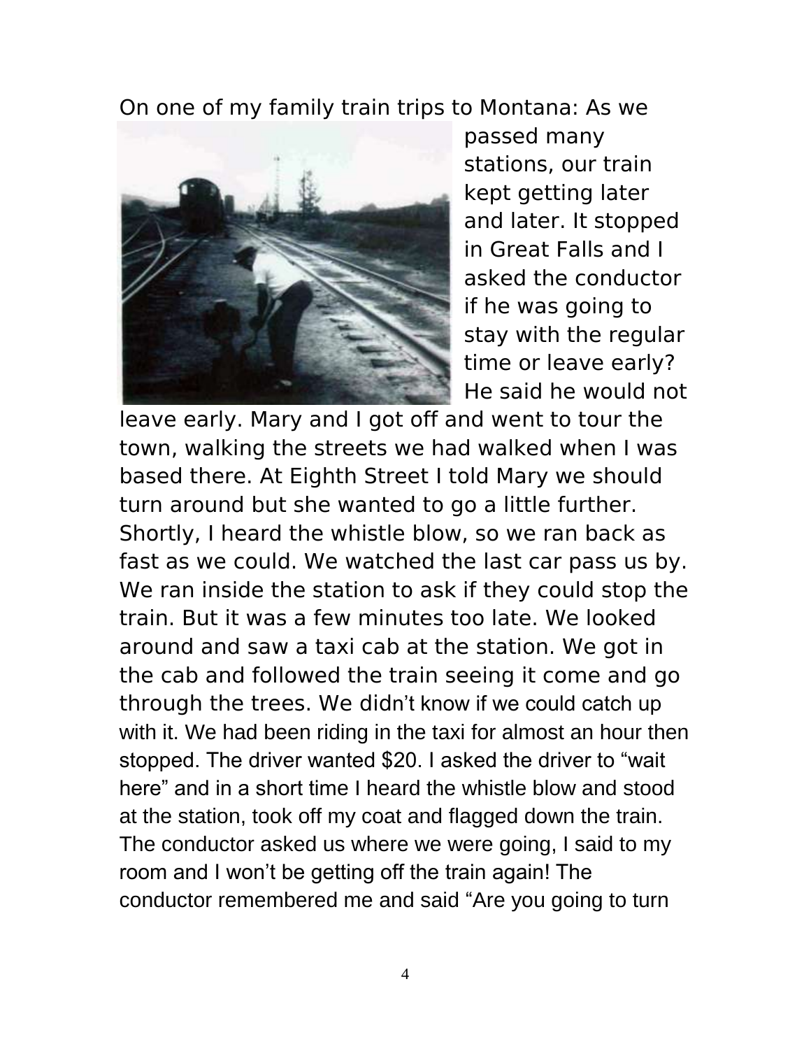On one of my family train trips to Montana: As we passed many stations, our train kept getting later and later. It stopped in Great Falls and I asked the conductor if he was going to stay with the regular time or leave early? He said he would not leave early. Mary and I got off and went to tour the town, walking the streets we had walked when I was based there. At Eighth Street I told Mary we should turn around but she wanted to go a little further. Shortly, I heard the whistle blow, so we ran back as fast as we could. We watched the last car pass us by. We ran inside the station to ask if they could stop the train. But it was a few minutes too late. We looked around and saw a taxi cab at the station. We got in the cab and followed the train seeing it come and go through the trees. We didn't know if we could catch up with it. We had been riding in the taxi for almost an hour then stopped. The driver wanted $20. I asked the driver to "wait here" and in a short time I heard the whistle blow and stood at the station, took off my coat and flagged down the train. The conductor asked us where we were going, I said to my room and I won't be getting off the train again! The conductor remembered me and said "Are you going to turn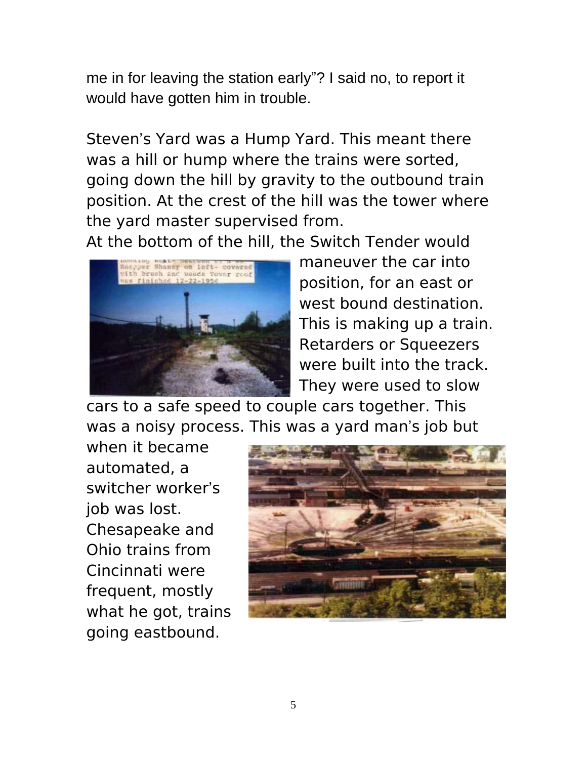me in for leaving the station early"? I said no, to report it would have gotten him in trouble.

Steven's Yard was a Hump Yard. This meant there was a hill or hump where the trains were sorted, going down the hill by gravity to the outbound train position. At the crest of the hill was the tower where the yard master supervised from.

At the bottom of the hill, the Switch Tender would maneuver the car into position, for an east or west bound destination. This is making up a train. Retarders or Squeezers were built into the track. They were used to slow cars to a safe speed to couple cars together. This was a noisy process. This was a yard man's job but when it became automated, a switcher worker's job was lost. Chesapeake and Ohio trains from Cincinnati were frequent, mostly what he got, trains going eastbound.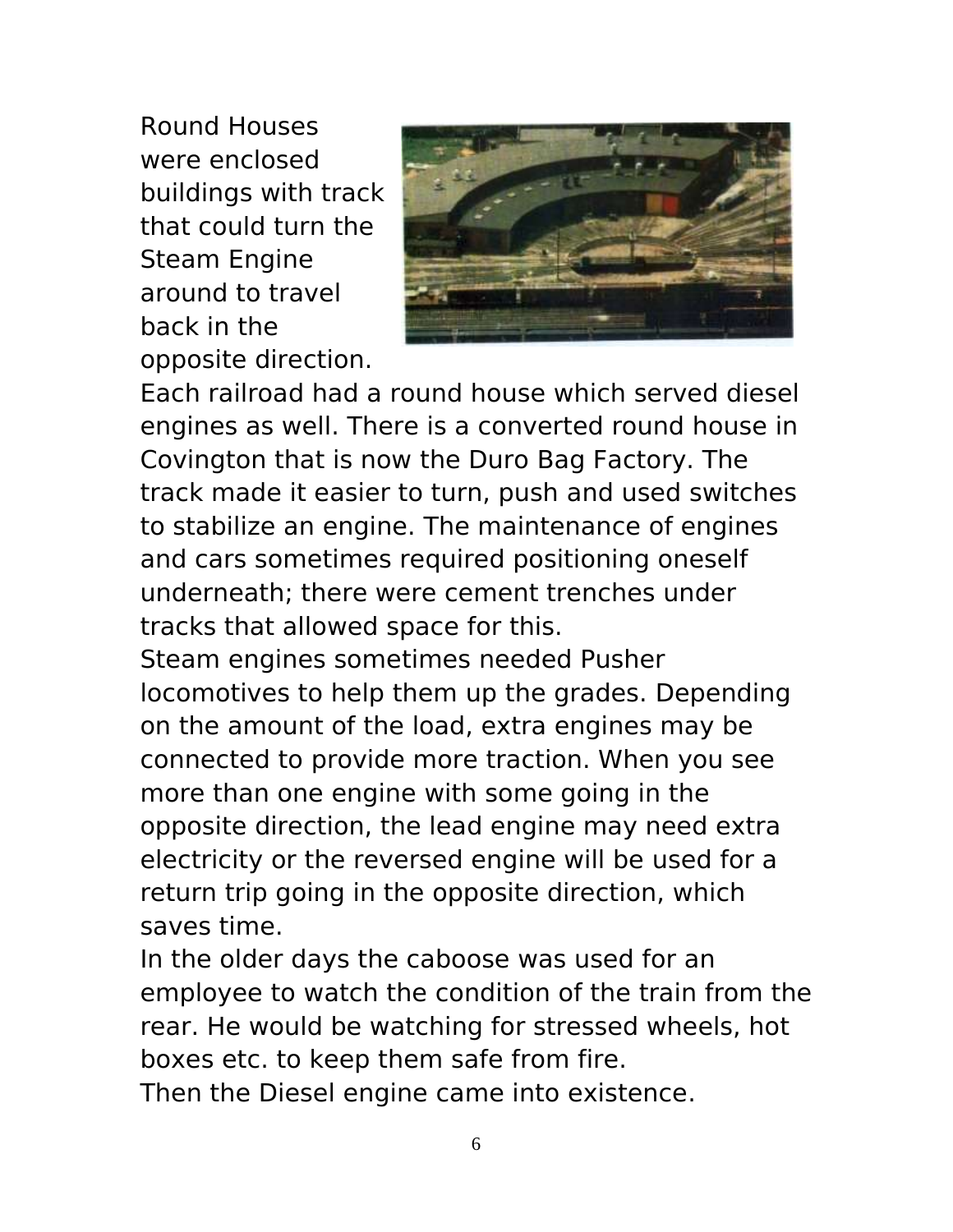Round Houses were enclosed buildings with track that could turn the Steam Engine around to travel back in the opposite direction. Each railroad had a round house which served diesel engines as well. There is a converted round house in Covington that is now the Duro Bag Factory. The track made it easier to turn, push and used switches to stabilize an engine. The maintenance of engines and cars sometimes required positioning oneself underneath; there were cement trenches under tracks that allowed space for this.

Steam engines sometimes needed Pusher locomotives to help them up the grades. Depending on the amount of the load, extra engines may be connected to provide more traction. When you see more than one engine with some going in the opposite direction, the lead engine may need extra electricity or the reversed engine will be used for a return trip going in the opposite direction, which saves time.

In the older days the caboose was used for an employee to watch the condition of the train from the rear. He would be watching for stressed wheels, hot boxes etc. to keep them safe from fire.

Then the Diesel engine came into existence.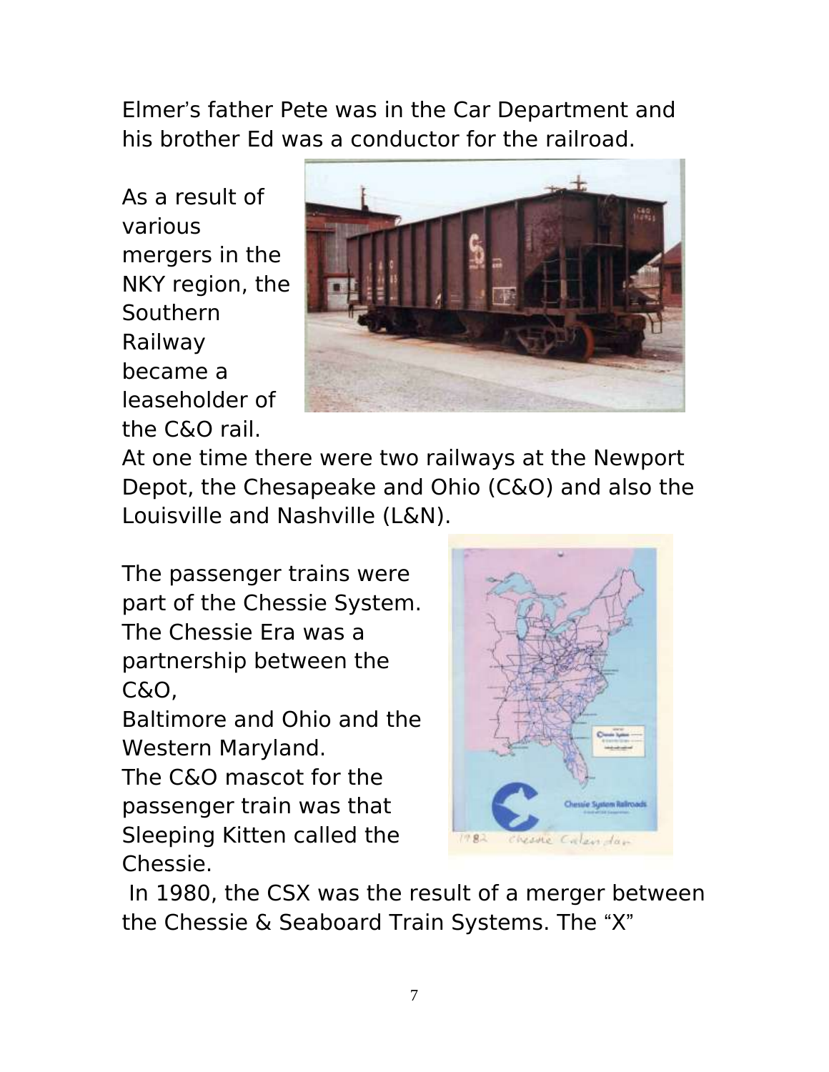Elmer's father Pete was in the Car Department and his brother Ed was a conductor for the railroad.

As a result of various mergers in the NKY region, the Southern Railway became a leaseholder of the C&O rail.

At one time there were two railways at the Newport Depot, the Chesapeake and Ohio (C&O) and also the Louisville and Nashville (L&N).

The passenger trains were part of the Chessie System. The Chessie Era was a partnership between the C&O, Baltimore and Ohio and the Western Maryland. The C&O mascot for the passenger train was that Sleeping Kitten called the Chessie.

In 1980, the CSX was the result of a merger between the Chessie & Seaboard Train Systems. The "X"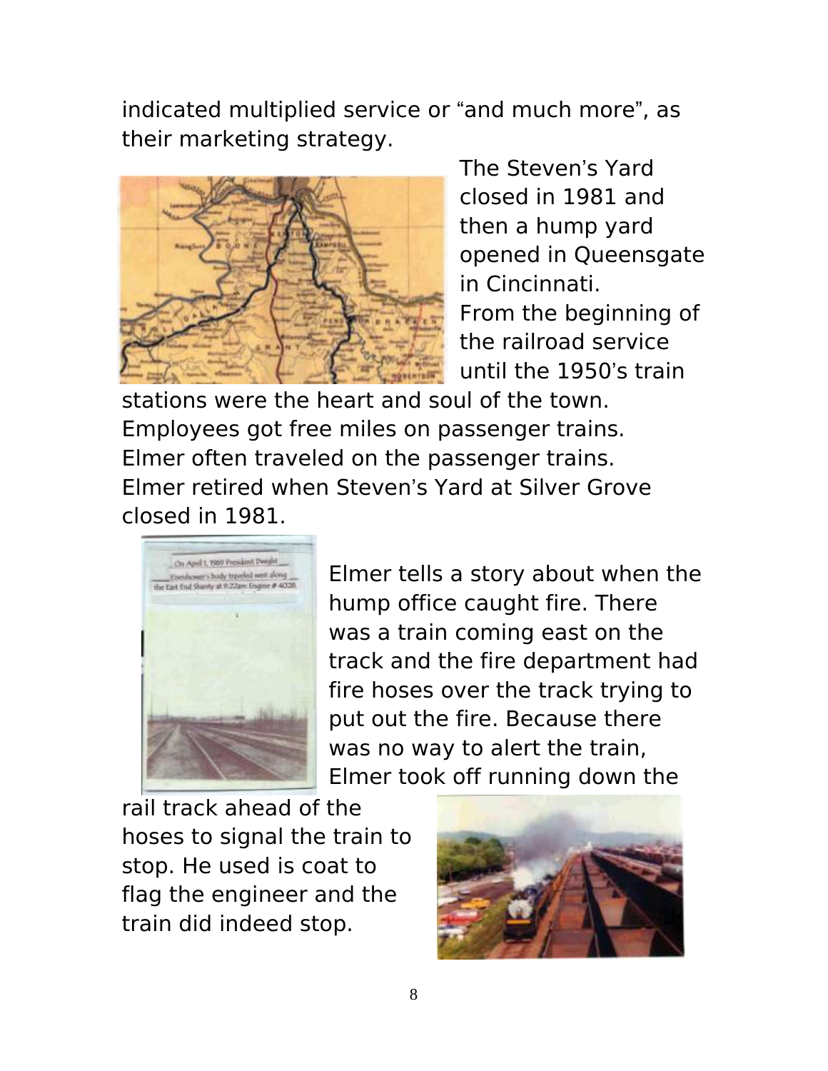indicated multiplied service or “and much more”, as their marketing strategy.

The Steven’s Yard closed in 1981 and then a hump yard opened in Queensgate in Cincinnati. From the beginning of the railroad service until the 1950’s train stations were the heart and soul of the town. Employees got free miles on passenger trains. Elmer often traveled on the passenger trains. Elmer retired when Steven’s Yard at Silver Grove closed in 1981.

Elmer tells a story about when the hump office caught fire. There was a train coming east on the track and the fire department had fire hoses over the track trying to put out the fire. Because there was no way to alert the train, Elmer took off running down the rail track ahead of the hoses to signal the train to stop. He used is coat to flag the engineer and the train did indeed stop.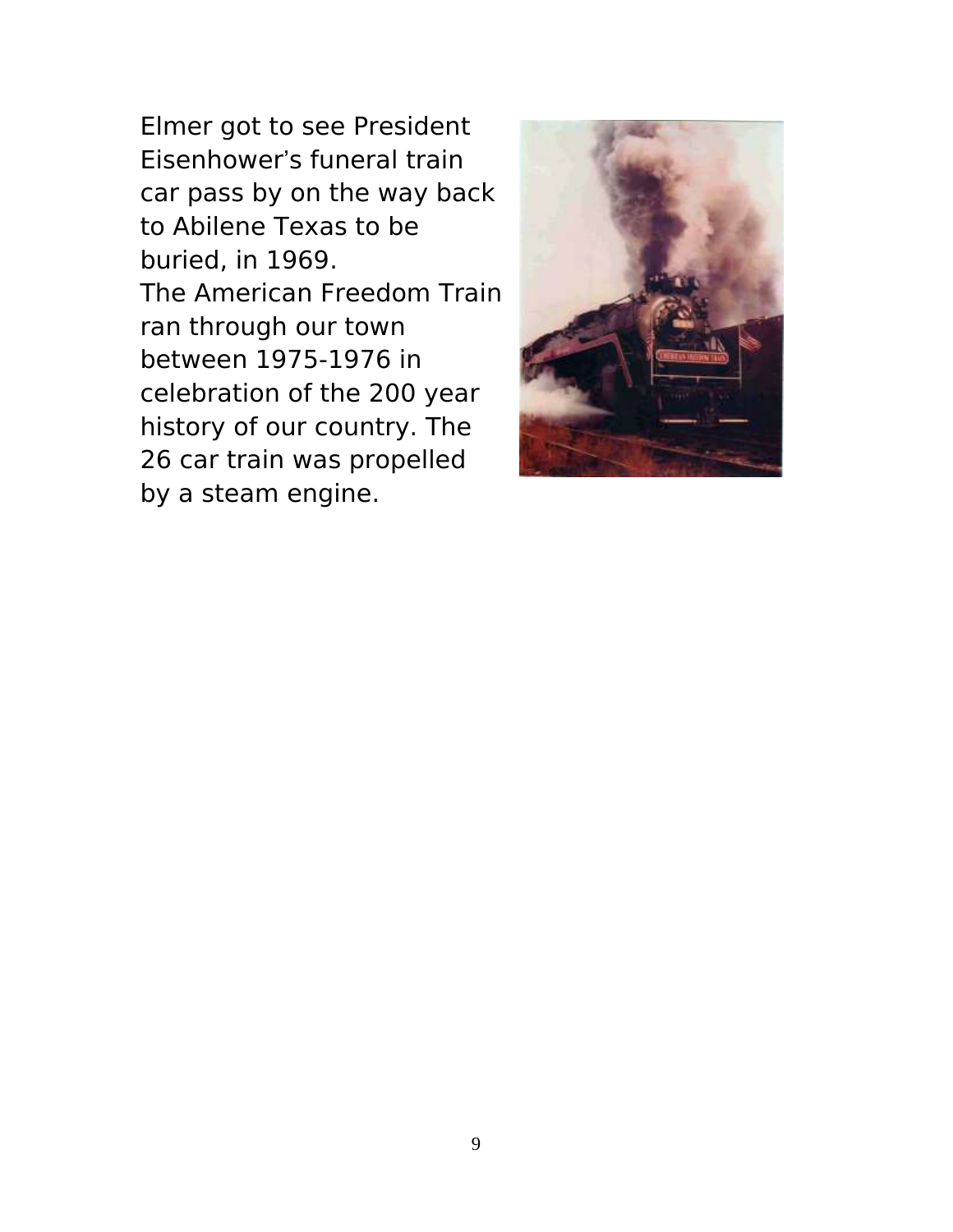Elmer got to see President Eisenhower's funeral train car pass by on the way back to Abilene Texas to be buried, in 1969.

The American Freedom Train ran through our town between 1975-1976 in celebration of the 200 year history of our country. The 26 car train was propelled by a steam engine.